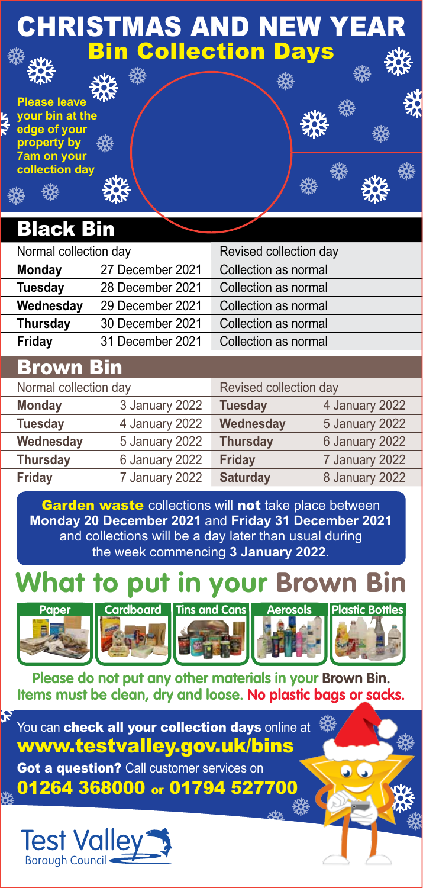# CHRISTMAS AND NEW YEAR
## Bin Collection Days

**Please leave your bin at the edge of your property by 7am on your collection day**

## Black Bin

| Normal collection day | | Revised collection day |
|---|---|---|
| **Monday** | 27 December 2021 | Collection as normal |
| **Tuesday** | 28 December 2021 | Collection as normal |
| **Wednesday** | 29 December 2021 | Collection as normal |
| **Thursday** | 30 December 2021 | Collection as normal |
| **Friday** | 31 December 2021 | Collection as normal |

## Brown Bin

| Normal collection day | | Revised collection day | |
|---|---|---|---|
| **Monday** | 3 January 2022 | **Tuesday** | 4 January 2022 |
| **Tuesday** | 4 January 2022 | **Wednesday** | 5 January 2022 |
| **Wednesday** | 5 January 2022 | **Thursday** | 6 January 2022 |
| **Thursday** | 6 January 2022 | **Friday** | 7 January 2022 |
| **Friday** | 7 January 2022 | **Saturday** | 8 January 2022 |

**Garden waste** collections will **not** take place between **Monday 20 December 2021** and **Friday 31 December 2021** and collections will be a day later than usual during the week commencing **3 January 2022**.

# What to put in your Brown Bin

- Paper
- Cardboard
- Tins and Cans
- Aerosols
- Plastic Bottles

**Please do not put any other materials in your Brown Bin. Items must be clean, dry and loose. No plastic bags or sacks.**

You can **check all your collection days** online at **www.testvalley.gov.uk/bins**

**Got a question?** Call customer services on **01264 368000 or 01794 527700**

Test Valley Borough Council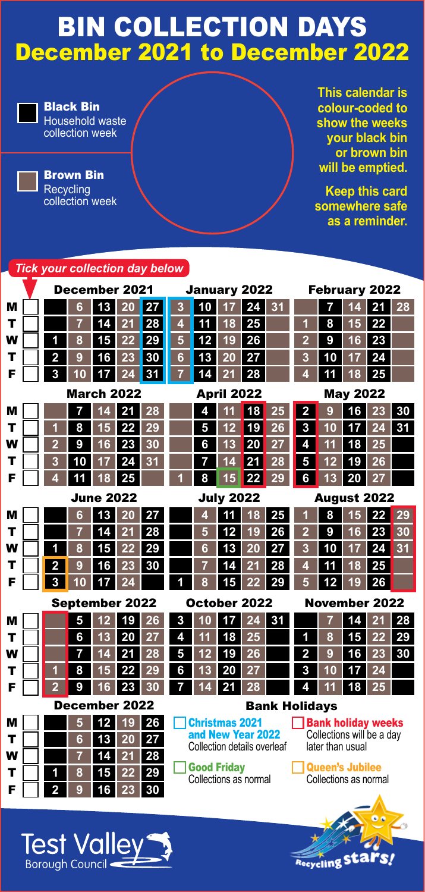# BIN COLLECTION DAYS
## December 2021 to December 2022

**Black Bin**
Household waste collection week

**Brown Bin**
Recycling collection week

**This calendar is colour-coded to show the weeks your black bin or brown bin will be emptied.**

**Keep this card somewhere safe as a reminder.**

*Tick your collection day below*

### December 2021

| | | | | | | |
|---|---|---|---|---|---|---|
| M | | | 6 | 13 | 20 | 27 |
| T | | | 7 | 14 | 21 | 28 |
| W | | 1 | 8 | 15 | 22 | 29 |
| T | | 2 | 9 | 16 | 23 | 30 |
| F | | 3 | 10 | 17 | 24 | 31 |

### January 2022

| | | | | | |
|---|---|---|---|---|---|
| M | 3 | 10 | 17 | 24 | 31 |
| T | 4 | 11 | 18 | 25 | |
| W | 5 | 12 | 19 | 26 | |
| T | 6 | 13 | 20 | 27 | |
| F | 7 | 14 | 21 | 28 | |

### February 2022

| | | | | | |
|---|---|---|---|---|---|
| M | | 7 | 14 | 21 | 28 |
| T | 1 | 8 | 15 | 22 | |
| W | 2 | 9 | 16 | 23 | |
| T | 3 | 10 | 17 | 24 | |
| F | 4 | 11 | 18 | 25 | |

### March 2022

| | | | | | |
|---|---|---|---|---|---|
| M | | 7 | 14 | 21 | 28 |
| T | 1 | 8 | 15 | 22 | 29 |
| W | 2 | 9 | 16 | 23 | 30 |
| T | 3 | 10 | 17 | 24 | 31 |
| F | 4 | 11 | 18 | 25 | |

### April 2022

| | | | | | |
|---|---|---|---|---|---|
| M | | 4 | 11 | 18 | 25 |
| T | | 5 | 12 | 19 | 26 |
| W | | 6 | 13 | 20 | 27 |
| T | | 7 | 14 | 21 | 28 |
| F | 1 | 8 | 15 | 22 | 29 |

### May 2022

| | | | | | |
|---|---|---|---|---|---|
| M | 2 | 9 | 16 | 23 | 30 |
| T | 3 | 10 | 17 | 24 | 31 |
| W | 4 | 11 | 18 | 25 | |
| T | 5 | 12 | 19 | 26 | |
| F | 6 | 13 | 20 | 27 | |

### June 2022

| | | | | | |
|---|---|---|---|---|---|
| M | | 6 | 13 | 20 | 27 |
| T | | 7 | 14 | 21 | 28 |
| W | 1 | 8 | 15 | 22 | 29 |
| T | 2 | 9 | 16 | 23 | 30 |
| F | 3 | 10 | 17 | 24 | |

### July 2022

| | | | | | |
|---|---|---|---|---|---|
| M | | 4 | 11 | 18 | 25 |
| T | | 5 | 12 | 19 | 26 |
| W | | 6 | 13 | 20 | 27 |
| T | | 7 | 14 | 21 | 28 |
| F | 1 | 8 | 15 | 22 | 29 |

### August 2022

| | | | | | |
|---|---|---|---|---|---|
| M | 1 | 8 | 15 | 22 | 29 |
| T | 2 | 9 | 16 | 23 | 30 |
| W | 3 | 10 | 17 | 24 | 31 |
| T | 4 | 11 | 18 | 25 | |
| F | 5 | 12 | 19 | 26 | |

### September 2022

| | | | | | |
|---|---|---|---|---|---|
| M | | 5 | 12 | 19 | 26 |
| T | | 6 | 13 | 20 | 27 |
| W | | 7 | 14 | 21 | 28 |
| T | 1 | 8 | 15 | 22 | 29 |
| F | 2 | 9 | 16 | 23 | 30 |

### October 2022

| | | | | | |
|---|---|---|---|---|---|
| M | 3 | 10 | 17 | 24 | 31 |
| T | 4 | 11 | 18 | 25 | |
| W | 5 | 12 | 19 | 26 | |
| T | 6 | 13 | 20 | 27 | |
| F | 7 | 14 | 21 | 28 | |

### November 2022

| | | | | | |
|---|---|---|---|---|---|
| M | | 7 | 14 | 21 | 28 |
| T | 1 | 8 | 15 | 22 | 29 |
| W | 2 | 9 | 16 | 23 | 30 |
| T | 3 | 10 | 17 | 24 | |
| F | 4 | 11 | 18 | 25 | |

### December 2022

| | | | | | |
|---|---|---|---|---|---|
| M | | 5 | 12 | 19 | 26 |
| T | | 6 | 13 | 20 | 27 |
| W | | 7 | 14 | 21 | 28 |
| T | 1 | 8 | 15 | 22 | 29 |
| F | 2 | 9 | 16 | 23 | 30 |

### Bank Holidays

**Christmas 2021 and New Year 2022**
Collection details overleaf

**Bank holiday weeks**
Collections will be a day later than usual

**Good Friday**
Collections as normal

**Queen's Jubilee**
Collections as normal

Test Valley Borough Council

Recycling stars!